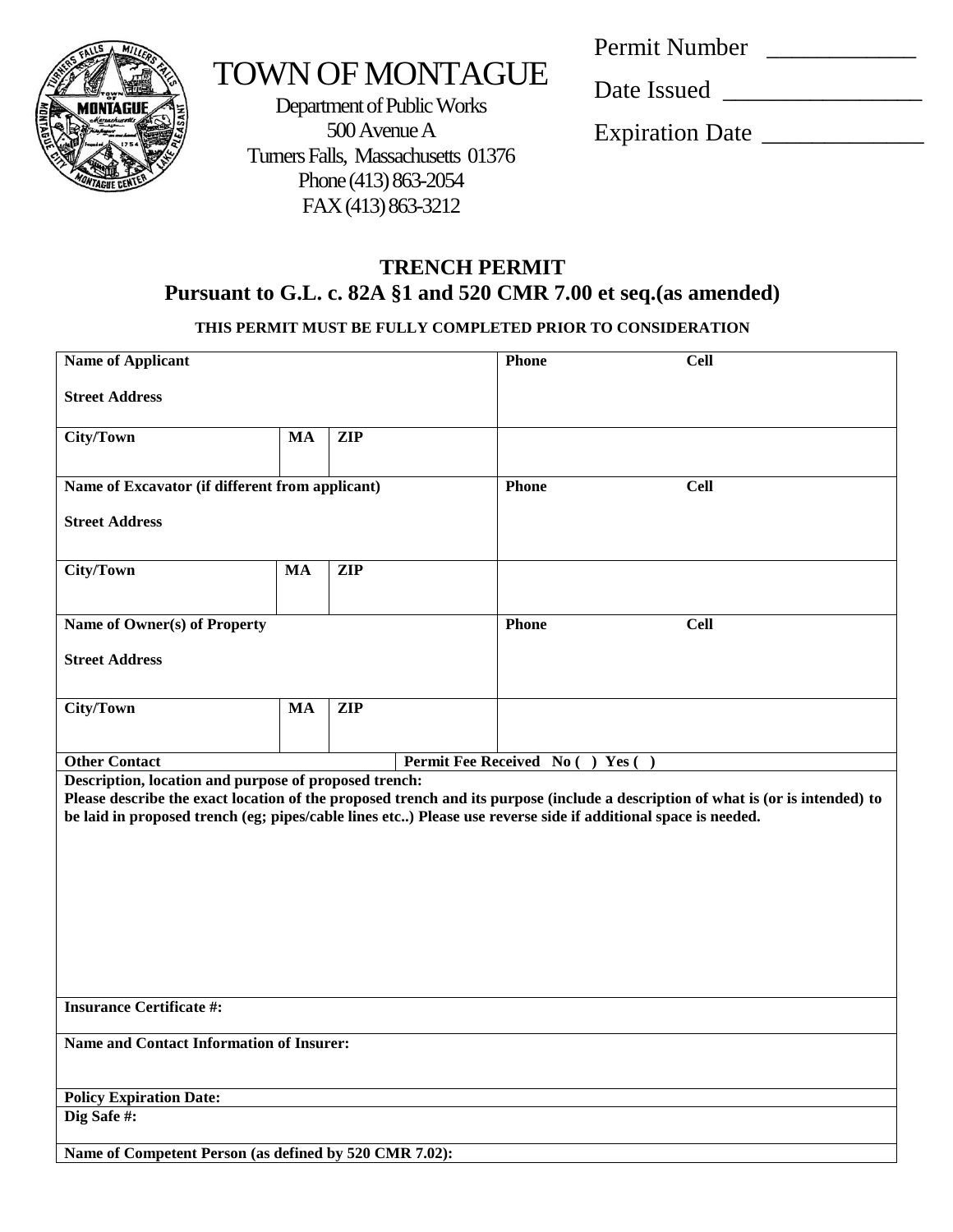# TOWN OF MONTAGUE

Department of Public Works
500 Avenue A
Turners Falls, Massachusetts 01376
Phone (413) 863-2054
FAX (413) 863-3212

Permit Number ____________

Date Issued ________________

Expiration Date _____________

## TRENCH PERMIT
## Pursuant to G.L. c. 82A §1 and 520 CMR 7.00 et seq.(as amended)

**THIS PERMIT MUST BE FULLY COMPLETED PRIOR TO CONSIDERATION**

| | | | |
|---|---|---|---|
| **Name of Applicant**<br><br>**Street Address** | | | **Phone** **Cell** |
| **City/Town** | **MA** | **ZIP** | |
| **Name of Excavator (if different from applicant)**<br><br>**Street Address** | | | **Phone** **Cell** |
| **City/Town** | **MA** | **ZIP** | |
| **Name of Owner(s) of Property**<br><br>**Street Address** | | | **Phone** **Cell** |
| **City/Town** | **MA** | **ZIP** | |
| **Other Contact** | | **Permit Fee Received No ( ) Yes ( )** | |

**Description, location and purpose of proposed trench:**
**Please describe the exact location of the proposed trench and its purpose (include a description of what is (or is intended) to be laid in proposed trench (eg; pipes/cable lines etc..) Please use reverse side if additional space is needed.**

**Insurance Certificate #:**

**Name and Contact Information of Insurer:**

**Policy Expiration Date:**

**Dig Safe #:**

**Name of Competent Person (as defined by 520 CMR 7.02):**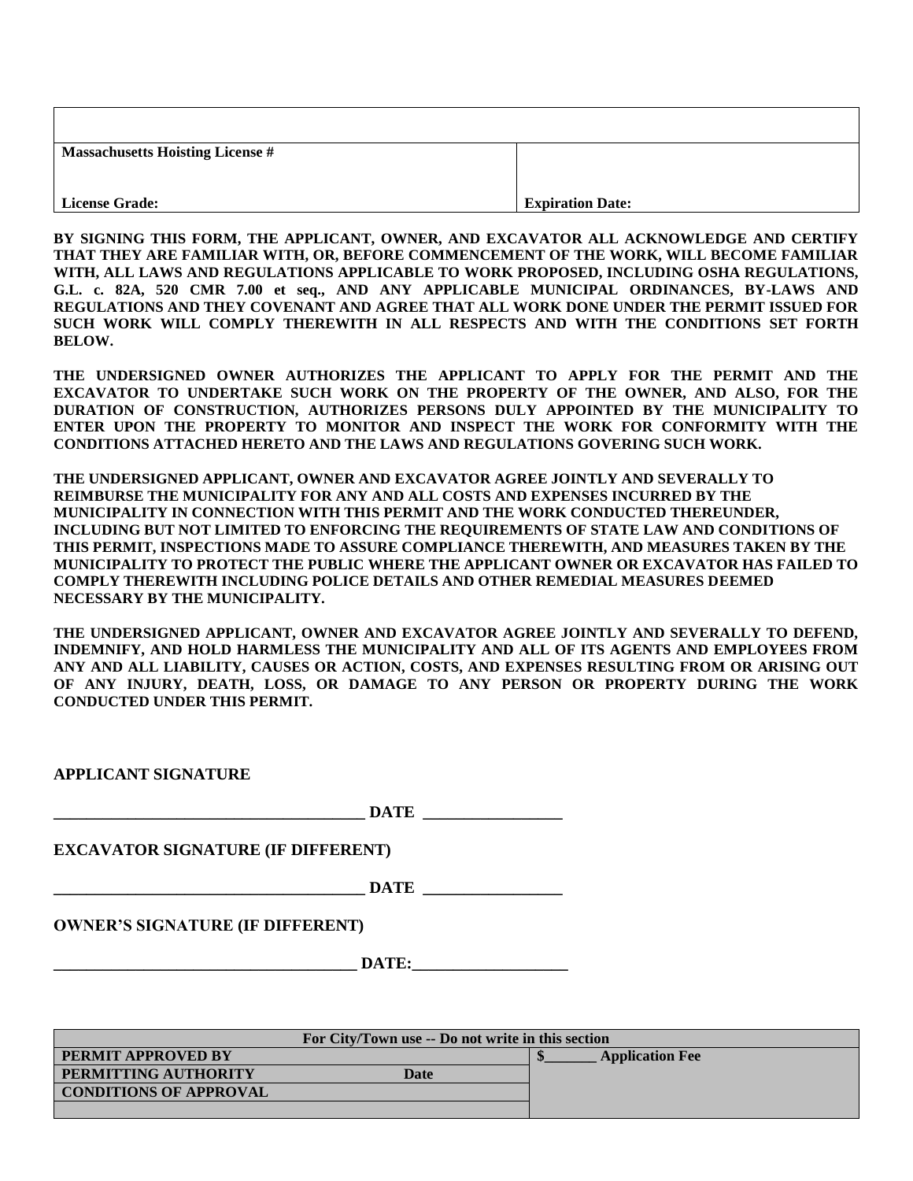| | |
|---|---|
| | |
| **Massachusetts Hoisting License #** | |
| **License Grade:** | **Expiration Date:** |

**BY SIGNING THIS FORM, THE APPLICANT, OWNER, AND EXCAVATOR ALL ACKNOWLEDGE AND CERTIFY THAT THEY ARE FAMILIAR WITH, OR, BEFORE COMMENCEMENT OF THE WORK, WILL BECOME FAMILIAR WITH, ALL LAWS AND REGULATIONS APPLICABLE TO WORK PROPOSED, INCLUDING OSHA REGULATIONS, G.L. c. 82A, 520 CMR 7.00 et seq., AND ANY APPLICABLE MUNICIPAL ORDINANCES, BY-LAWS AND REGULATIONS AND THEY COVENANT AND AGREE THAT ALL WORK DONE UNDER THE PERMIT ISSUED FOR SUCH WORK WILL COMPLY THEREWITH IN ALL RESPECTS AND WITH THE CONDITIONS SET FORTH BELOW.**

**THE UNDERSIGNED OWNER AUTHORIZES THE APPLICANT TO APPLY FOR THE PERMIT AND THE EXCAVATOR TO UNDERTAKE SUCH WORK ON THE PROPERTY OF THE OWNER, AND ALSO, FOR THE DURATION OF CONSTRUCTION, AUTHORIZES PERSONS DULY APPOINTED BY THE MUNICIPALITY TO ENTER UPON THE PROPERTY TO MONITOR AND INSPECT THE WORK FOR CONFORMITY WITH THE CONDITIONS ATTACHED HERETO AND THE LAWS AND REGULATIONS GOVERING SUCH WORK.**

**THE UNDERSIGNED APPLICANT, OWNER AND EXCAVATOR AGREE JOINTLY AND SEVERALLY TO REIMBURSE THE MUNICIPALITY FOR ANY AND ALL COSTS AND EXPENSES INCURRED BY THE MUNICIPALITY IN CONNECTION WITH THIS PERMIT AND THE WORK CONDUCTED THEREUNDER, INCLUDING BUT NOT LIMITED TO ENFORCING THE REQUIREMENTS OF STATE LAW AND CONDITIONS OF THIS PERMIT, INSPECTIONS MADE TO ASSURE COMPLIANCE THEREWITH, AND MEASURES TAKEN BY THE MUNICIPALITY TO PROTECT THE PUBLIC WHERE THE APPLICANT OWNER OR EXCAVATOR HAS FAILED TO COMPLY THEREWITH INCLUDING POLICE DETAILS AND OTHER REMEDIAL MEASURES DEEMED NECESSARY BY THE MUNICIPALITY.**

**THE UNDERSIGNED APPLICANT, OWNER AND EXCAVATOR AGREE JOINTLY AND SEVERALLY TO DEFEND, INDEMNIFY, AND HOLD HARMLESS THE MUNICIPALITY AND ALL OF ITS AGENTS AND EMPLOYEES FROM ANY AND ALL LIABILITY, CAUSES OR ACTION, COSTS, AND EXPENSES RESULTING FROM OR ARISING OUT OF ANY INJURY, DEATH, LOSS, OR DAMAGE TO ANY PERSON OR PROPERTY DURING THE WORK CONDUCTED UNDER THIS PERMIT.**

**APPLICANT SIGNATURE**

**_______________________________________ DATE _________________**

**EXCAVATOR SIGNATURE (IF DIFFERENT)**

**_______________________________________ DATE _________________**

**OWNER'S SIGNATURE (IF DIFFERENT)**

**______________________________________ DATE:___________________**

| For City/Town use -- Do not write in this section | | |
|---|---|---|
| **PERMIT APPROVED BY** | | **$_______ Application Fee** |
| **PERMITTING AUTHORITY** | **Date** | |
| **CONDITIONS OF APPROVAL** | | |
| | | |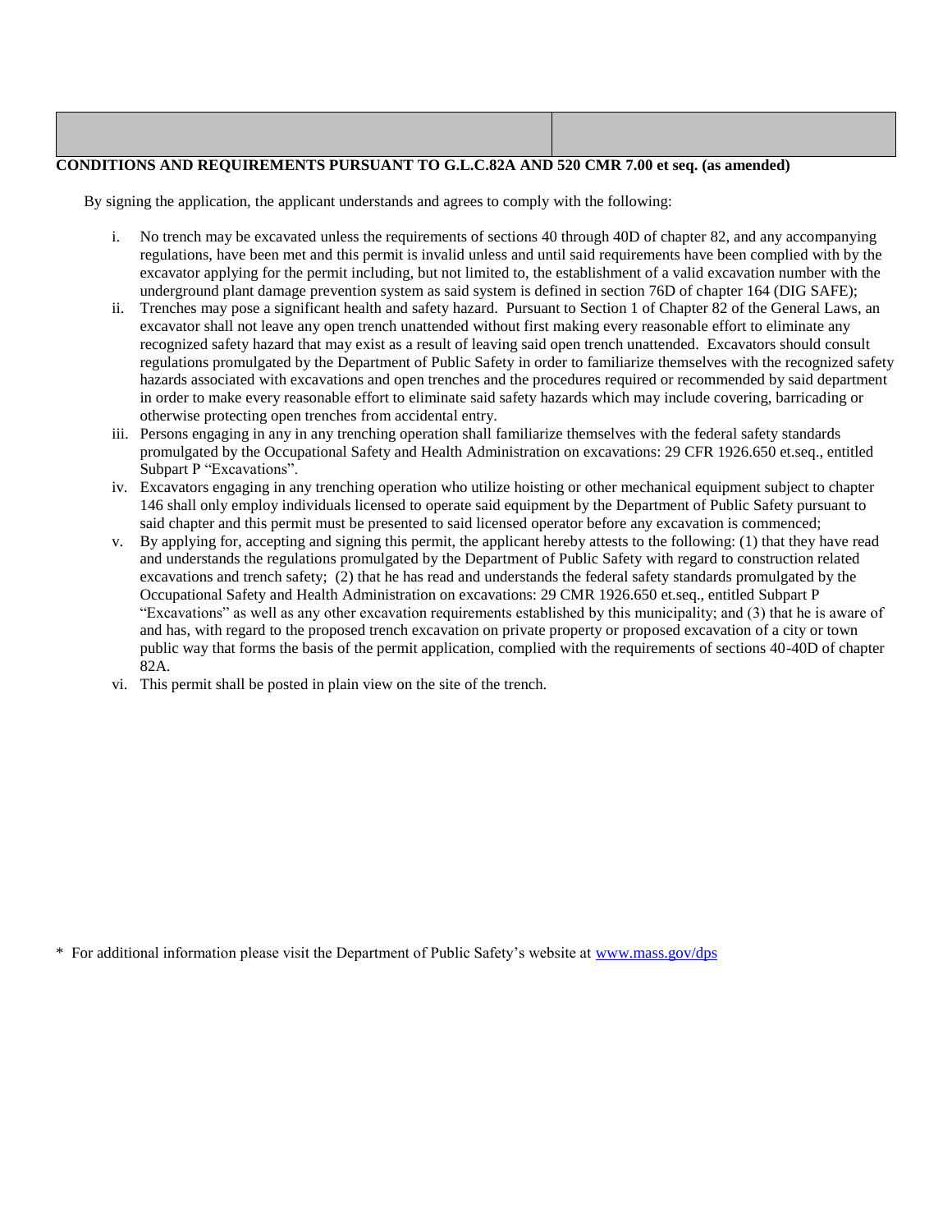| | |
|---|---|
| | |

**CONDITIONS AND REQUIREMENTS PURSUANT TO G.L.C.82A AND 520 CMR 7.00 et seq. (as amended)**

By signing the application, the applicant understands and agrees to comply with the following:

i. No trench may be excavated unless the requirements of sections 40 through 40D of chapter 82, and any accompanying regulations, have been met and this permit is invalid unless and until said requirements have been complied with by the excavator applying for the permit including, but not limited to, the establishment of a valid excavation number with the underground plant damage prevention system as said system is defined in section 76D of chapter 164 (DIG SAFE);

ii. Trenches may pose a significant health and safety hazard. Pursuant to Section 1 of Chapter 82 of the General Laws, an excavator shall not leave any open trench unattended without first making every reasonable effort to eliminate any recognized safety hazard that may exist as a result of leaving said open trench unattended. Excavators should consult regulations promulgated by the Department of Public Safety in order to familiarize themselves with the recognized safety hazards associated with excavations and open trenches and the procedures required or recommended by said department in order to make every reasonable effort to eliminate said safety hazards which may include covering, barricading or otherwise protecting open trenches from accidental entry.

iii. Persons engaging in any in any trenching operation shall familiarize themselves with the federal safety standards promulgated by the Occupational Safety and Health Administration on excavations: 29 CFR 1926.650 et.seq., entitled Subpart P "Excavations".

iv. Excavators engaging in any trenching operation who utilize hoisting or other mechanical equipment subject to chapter 146 shall only employ individuals licensed to operate said equipment by the Department of Public Safety pursuant to said chapter and this permit must be presented to said licensed operator before any excavation is commenced;

v. By applying for, accepting and signing this permit, the applicant hereby attests to the following: (1) that they have read and understands the regulations promulgated by the Department of Public Safety with regard to construction related excavations and trench safety; (2) that he has read and understands the federal safety standards promulgated by the Occupational Safety and Health Administration on excavations: 29 CMR 1926.650 et.seq., entitled Subpart P "Excavations" as well as any other excavation requirements established by this municipality; and (3) that he is aware of and has, with regard to the proposed trench excavation on private property or proposed excavation of a city or town public way that forms the basis of the permit application, complied with the requirements of sections 40-40D of chapter 82A.

vi. This permit shall be posted in plain view on the site of the trench.

\* For additional information please visit the Department of Public Safety's website at [www.mass.gov/dps](http://www.mass.gov/dps)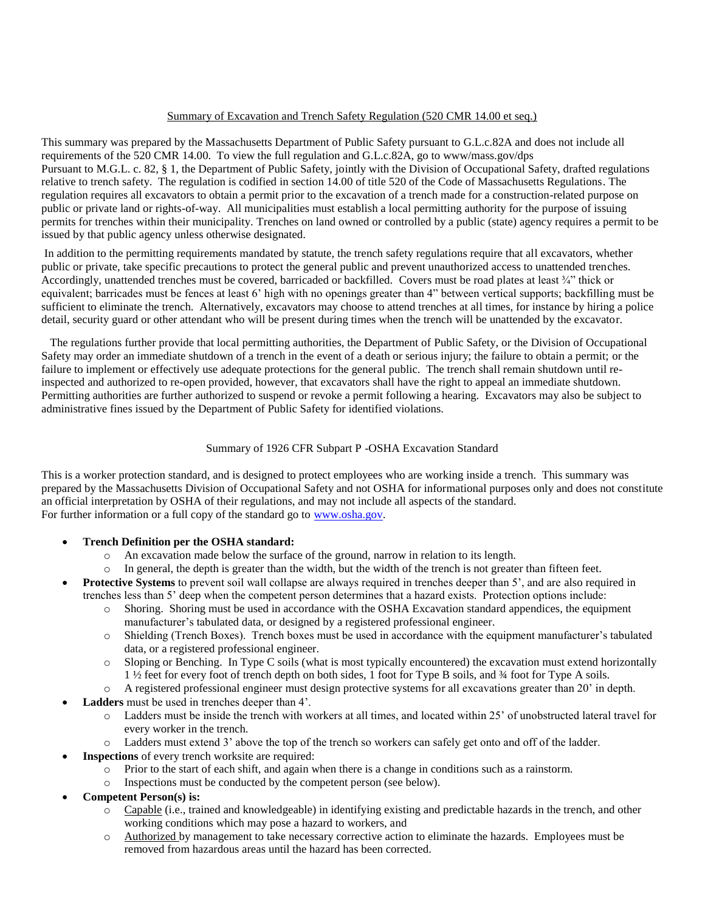## Summary of Excavation and Trench Safety Regulation (520 CMR 14.00 et seq.)

This summary was prepared by the Massachusetts Department of Public Safety pursuant to G.L.c.82A and does not include all requirements of the 520 CMR 14.00. To view the full regulation and G.L.c.82A, go to www/mass.gov/dps
Pursuant to M.G.L. c. 82, § 1, the Department of Public Safety, jointly with the Division of Occupational Safety, drafted regulations relative to trench safety. The regulation is codified in section 14.00 of title 520 of the Code of Massachusetts Regulations. The regulation requires all excavators to obtain a permit prior to the excavation of a trench made for a construction-related purpose on public or private land or rights-of-way. All municipalities must establish a local permitting authority for the purpose of issuing permits for trenches within their municipality. Trenches on land owned or controlled by a public (state) agency requires a permit to be issued by that public agency unless otherwise designated.

In addition to the permitting requirements mandated by statute, the trench safety regulations require that all excavators, whether public or private, take specific precautions to protect the general public and prevent unauthorized access to unattended trenches. Accordingly, unattended trenches must be covered, barricaded or backfilled. Covers must be road plates at least ¾" thick or equivalent; barricades must be fences at least 6' high with no openings greater than 4" between vertical supports; backfilling must be sufficient to eliminate the trench. Alternatively, excavators may choose to attend trenches at all times, for instance by hiring a police detail, security guard or other attendant who will be present during times when the trench will be unattended by the excavator.

The regulations further provide that local permitting authorities, the Department of Public Safety, or the Division of Occupational Safety may order an immediate shutdown of a trench in the event of a death or serious injury; the failure to obtain a permit; or the failure to implement or effectively use adequate protections for the general public. The trench shall remain shutdown until re-inspected and authorized to re-open provided, however, that excavators shall have the right to appeal an immediate shutdown. Permitting authorities are further authorized to suspend or revoke a permit following a hearing. Excavators may also be subject to administrative fines issued by the Department of Public Safety for identified violations.

## Summary of 1926 CFR Subpart P -OSHA Excavation Standard

This is a worker protection standard, and is designed to protect employees who are working inside a trench. This summary was prepared by the Massachusetts Division of Occupational Safety and not OSHA for informational purposes only and does not constitute an official interpretation by OSHA of their regulations, and may not include all aspects of the standard.
For further information or a full copy of the standard go to www.osha.gov.

- **Trench Definition per the OSHA standard:**
  - An excavation made below the surface of the ground, narrow in relation to its length.
  - In general, the depth is greater than the width, but the width of the trench is not greater than fifteen feet.
- **Protective Systems** to prevent soil wall collapse are always required in trenches deeper than 5', and are also required in trenches less than 5' deep when the competent person determines that a hazard exists. Protection options include:
  - Shoring. Shoring must be used in accordance with the OSHA Excavation standard appendices, the equipment manufacturer's tabulated data, or designed by a registered professional engineer.
  - Shielding (Trench Boxes). Trench boxes must be used in accordance with the equipment manufacturer's tabulated data, or a registered professional engineer.
  - Sloping or Benching. In Type C soils (what is most typically encountered) the excavation must extend horizontally 1 ½ feet for every foot of trench depth on both sides, 1 foot for Type B soils, and ¾ foot for Type A soils.
  - A registered professional engineer must design protective systems for all excavations greater than 20' in depth.
- **Ladders** must be used in trenches deeper than 4'.
  - Ladders must be inside the trench with workers at all times, and located within 25' of unobstructed lateral travel for every worker in the trench.
  - Ladders must extend 3' above the top of the trench so workers can safely get onto and off of the ladder.
- **Inspections** of every trench worksite are required:
  - Prior to the start of each shift, and again when there is a change in conditions such as a rainstorm.
  - Inspections must be conducted by the competent person (see below).
- **Competent Person(s) is:**
  - Capable (i.e., trained and knowledgeable) in identifying existing and predictable hazards in the trench, and other working conditions which may pose a hazard to workers, and
  - Authorized by management to take necessary corrective action to eliminate the hazards. Employees must be removed from hazardous areas until the hazard has been corrected.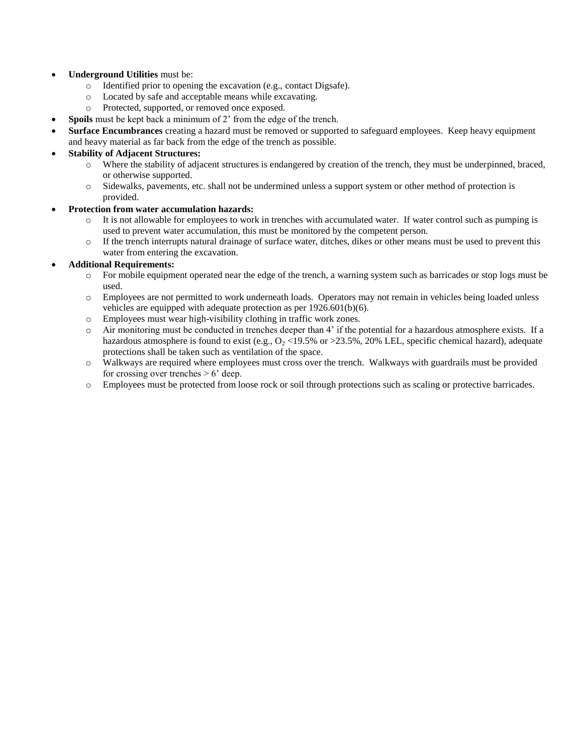- **Underground Utilities** must be:
  - Identified prior to opening the excavation (e.g., contact Digsafe).
  - Located by safe and acceptable means while excavating.
  - Protected, supported, or removed once exposed.
- **Spoils** must be kept back a minimum of 2' from the edge of the trench.
- **Surface Encumbrances** creating a hazard must be removed or supported to safeguard employees. Keep heavy equipment and heavy material as far back from the edge of the trench as possible.
- **Stability of Adjacent Structures:**
  - Where the stability of adjacent structures is endangered by creation of the trench, they must be underpinned, braced, or otherwise supported.
  - Sidewalks, pavements, etc. shall not be undermined unless a support system or other method of protection is provided.
- **Protection from water accumulation hazards:**
  - It is not allowable for employees to work in trenches with accumulated water. If water control such as pumping is used to prevent water accumulation, this must be monitored by the competent person.
  - If the trench interrupts natural drainage of surface water, ditches, dikes or other means must be used to prevent this water from entering the excavation.
- **Additional Requirements:**
  - For mobile equipment operated near the edge of the trench, a warning system such as barricades or stop logs must be used.
  - Employees are not permitted to work underneath loads. Operators may not remain in vehicles being loaded unless vehicles are equipped with adequate protection as per 1926.601(b)(6).
  - Employees must wear high-visibility clothing in traffic work zones.
  - Air monitoring must be conducted in trenches deeper than 4' if the potential for a hazardous atmosphere exists. If a hazardous atmosphere is found to exist (e.g., $O_2$ <19.5% or >23.5%, 20% LEL, specific chemical hazard), adequate protections shall be taken such as ventilation of the space.
  - Walkways are required where employees must cross over the trench. Walkways with guardrails must be provided for crossing over trenches > 6' deep.
  - Employees must be protected from loose rock or soil through protections such as scaling or protective barricades.